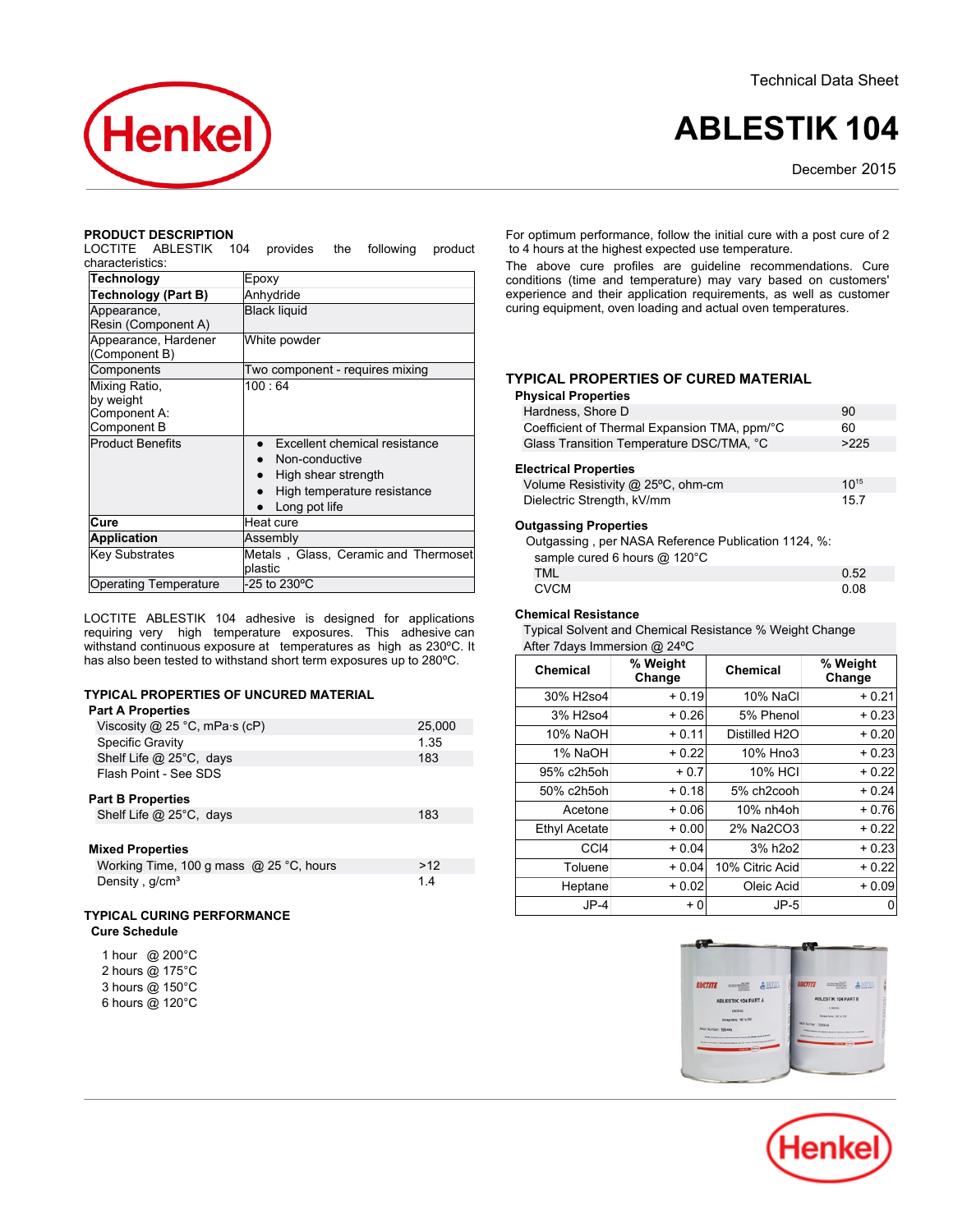Technical Data Sheet

# ABLESTIK 104

December 2015

## PRODUCT DESCRIPTION

LOCTITE ABLESTIK 104 provides the following product characteristics:

| | |
|---|---|
| **Technology** | Epoxy |
| **Technology (Part B)** | Anhydride |
| Appearance, Resin (Component A) | Black liquid |
| Appearance, Hardener (Component B) | White powder |
| Components | Two component - requires mixing |
| Mixing Ratio, by weight Component A: Component B | 100 : 64 |
| Product Benefits | • Excellent chemical resistance<br>• Non-conductive<br>• High shear strength<br>• High temperature resistance<br>• Long pot life |
| **Cure** | Heat cure |
| **Application** | Assembly |
| Key Substrates | Metals , Glass, Ceramic and Thermoset plastic |
| Operating Temperature | -25 to 230ºC |

LOCTITE ABLESTIK 104 adhesive is designed for applications requiring very high temperature exposures. This adhesive can withstand continuous exposure at temperatures as high as 230ºC. It has also been tested to withstand short term exposures up to 280ºC.

## TYPICAL PROPERTIES OF UNCURED MATERIAL

### Part A Properties

| | |
|---|---|
| Viscosity @ 25 °C, mPa·s (cP) | 25,000 |
| Specific Gravity | 1.35 |
| Shelf Life @ 25°C, days | 183 |
| Flash Point - See SDS | |

### Part B Properties

| | |
|---|---|
| Shelf Life @ 25°C, days | 183 |

### Mixed Properties

| | |
|---|---|
| Working Time, 100 g mass @ 25 °C, hours | >12 |
| Density , g/cm³ | 1.4 |

## TYPICAL CURING PERFORMANCE

### Cure Schedule

1 hour @ 200°C
2 hours @ 175°C
3 hours @ 150°C
6 hours @ 120°C

For optimum performance, follow the initial cure with a post cure of 2 to 4 hours at the highest expected use temperature.

The above cure profiles are guideline recommendations. Cure conditions (time and temperature) may vary based on customers' experience and their application requirements, as well as customer curing equipment, oven loading and actual oven temperatures.

## TYPICAL PROPERTIES OF CURED MATERIAL

### Physical Properties

| | |
|---|---|
| Hardness, Shore D | 90 |
| Coefficient of Thermal Expansion TMA, ppm/°C | 60 |
| Glass Transition Temperature DSC/TMA, °C | >225 |

### Electrical Properties

| | |
|---|---|
| Volume Resistivity @ 25ºC, ohm-cm | $10^{15}$ |
| Dielectric Strength, kV/mm | 15.7 |

### Outgassing Properties

Outgassing , per NASA Reference Publication 1124, %: sample cured 6 hours @ 120°C

| | |
|---|---|
| TML | 0.52 |
| CVCM | 0.08 |

### Chemical Resistance

Typical Solvent and Chemical Resistance % Weight Change After 7days Immersion @ 24ºC

| Chemical | % Weight Change | Chemical | % Weight Change |
|---|---|---|---|
| 30% H2so4 | + 0.19 | 10% NaCl | + 0.21 |
| 3% H2so4 | + 0.26 | 5% Phenol | + 0.23 |
| 10% NaOH | + 0.11 | Distilled H2O | + 0.20 |
| 1% NaOH | + 0.22 | 10% Hno3 | + 0.23 |
| 95% c2h5oh | + 0.7 | 10% HCl | + 0.22 |
| 50% c2h5oh | + 0.18 | 5% ch2cooh | + 0.24 |
| Acetone | + 0.06 | 10% nh4oh | + 0.76 |
| Ethyl Acetate | + 0.00 | 2% Na2CO3 | + 0.22 |
| CCl4 | + 0.04 | 3% h2o2 | + 0.23 |
| Toluene | + 0.04 | 10% Citric Acid | + 0.22 |
| Heptane | + 0.02 | Oleic Acid | + 0.09 |
| JP-4 | + 0 | JP-5 | 0 |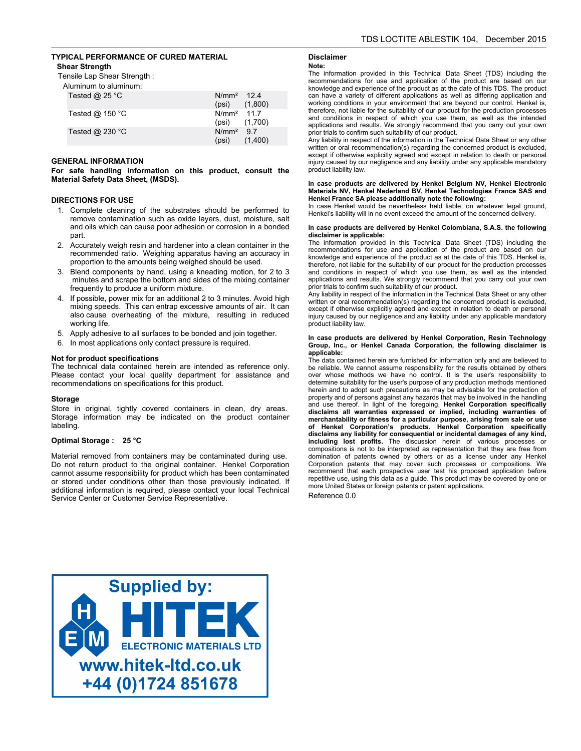## TYPICAL PERFORMANCE OF CURED MATERIAL

### Shear Strength

Tensile Lap Shear Strength :

Aluminum to aluminum:

| | | |
|---|---|---|
| Tested @ 25 °C | N/mm² (psi) | 12.4 (1,800) |
| Tested @ 150 °C | N/mm² (psi) | 11.7 (1,700) |
| Tested @ 230 °C | N/mm² (psi) | 9.7 (1,400) |

## GENERAL INFORMATION

**For safe handling information on this product, consult the Material Safety Data Sheet, (MSDS).**

## DIRECTIONS FOR USE

1. Complete cleaning of the substrates should be performed to remove contamination such as oxide layers, dust, moisture, salt and oils which can cause poor adhesion or corrosion in a bonded part.
2. Accurately weigh resin and hardener into a clean container in the recommended ratio. Weighing apparatus having an accuracy in proportion to the amounts being weighed should be used.
3. Blend components by hand, using a kneading motion, for 2 to 3 minutes and scrape the bottom and sides of the mixing container frequently to produce a uniform mixture.
4. If possible, power mix for an additional 2 to 3 minutes. Avoid high mixing speeds. This can entrap excessive amounts of air. It can also cause overheating of the mixture, resulting in reduced working life.
5. Apply adhesive to all surfaces to be bonded and join together.
6. In most applications only contact pressure is required.

### Not for product specifications

The technical data contained herein are intended as reference only. Please contact your local quality department for assistance and recommendations on specifications for this product.

### Storage

Store in original, tightly covered containers in clean, dry areas. Storage information may be indicated on the product container labeling.

**Optimal Storage : 25 °C**

Material removed from containers may be contaminated during use. Do not return product to the original container. Henkel Corporation cannot assume responsibility for product which has been contaminated or stored under conditions other than those previously indicated. If additional information is required, please contact your local Technical Service Center or Customer Service Representative.

## Disclaimer

**Note:**

The information provided in this Technical Data Sheet (TDS) including the recommendations for use and application of the product are based on our knowledge and experience of the product as at the date of this TDS. The product can have a variety of different applications as well as differing application and working conditions in your environment that are beyond our control. Henkel is, therefore, not liable for the suitability of our product for the production processes and conditions in respect of which you use them, as well as the intended applications and results. We strongly recommend that you carry out your own prior trials to confirm such suitability of our product.

Any liability in respect of the information in the Technical Data Sheet or any other written or oral recommendation(s) regarding the concerned product is excluded, except if otherwise explicitly agreed and except in relation to death or personal injury caused by our negligence and any liability under any applicable mandatory product liability law.

**In case products are delivered by Henkel Belgium NV, Henkel Electronic Materials NV, Henkel Nederland BV, Henkel Technologies France SAS and Henkel France SA please additionally note the following:**

In case Henkel would be nevertheless held liable, on whatever legal ground, Henkel's liability will in no event exceed the amount of the concerned delivery.

**In case products are delivered by Henkel Colombiana, S.A.S. the following disclaimer is applicable:**

The information provided in this Technical Data Sheet (TDS) including the recommendations for use and application of the product are based on our knowledge and experience of the product as at the date of this TDS. Henkel is, therefore, not liable for the suitability of our product for the production processes and conditions in respect of which you use them, as well as the intended applications and results. We strongly recommend that you carry out your own prior trials to confirm such suitability of our product.

Any liability in respect of the information in the Technical Data Sheet or any other written or oral recommendation(s) regarding the concerned product is excluded, except if otherwise explicitly agreed and except in relation to death or personal injury caused by our negligence and any liability under any applicable mandatory product liability law.

**In case products are delivered by Henkel Corporation, Resin Technology Group, Inc., or Henkel Canada Corporation, the following disclaimer is applicable:**

The data contained herein are furnished for information only and are believed to be reliable. We cannot assume responsibility for the results obtained by others over whose methods we have no control. It is the user's responsibility to determine suitability for the user's purpose of any production methods mentioned herein and to adopt such precautions as may be advisable for the protection of property and of persons against any hazards that may be involved in the handling and use thereof. In light of the foregoing, **Henkel Corporation specifically disclaims all warranties expressed or implied, including warranties of merchantability or fitness for a particular purpose, arising from sale or use of Henkel Corporation's products. Henkel Corporation specifically disclaims any liability for consequential or incidental damages of any kind, including lost profits.** The discussion herein of various processes or compositions is not to be interpreted as representation that they are free from domination of patents owned by others or as a license under any Henkel Corporation patents that may cover such processes or compositions. We recommend that each prospective user test his proposed application before repetitive use, using this data as a guide. This product may be covered by one or more United States or foreign patents or patent applications.

Reference 0.0

Supplied by:
HITEK ELECTRONIC MATERIALS LTD
www.hitek-ltd.co.uk
+44 (0)1724 851678